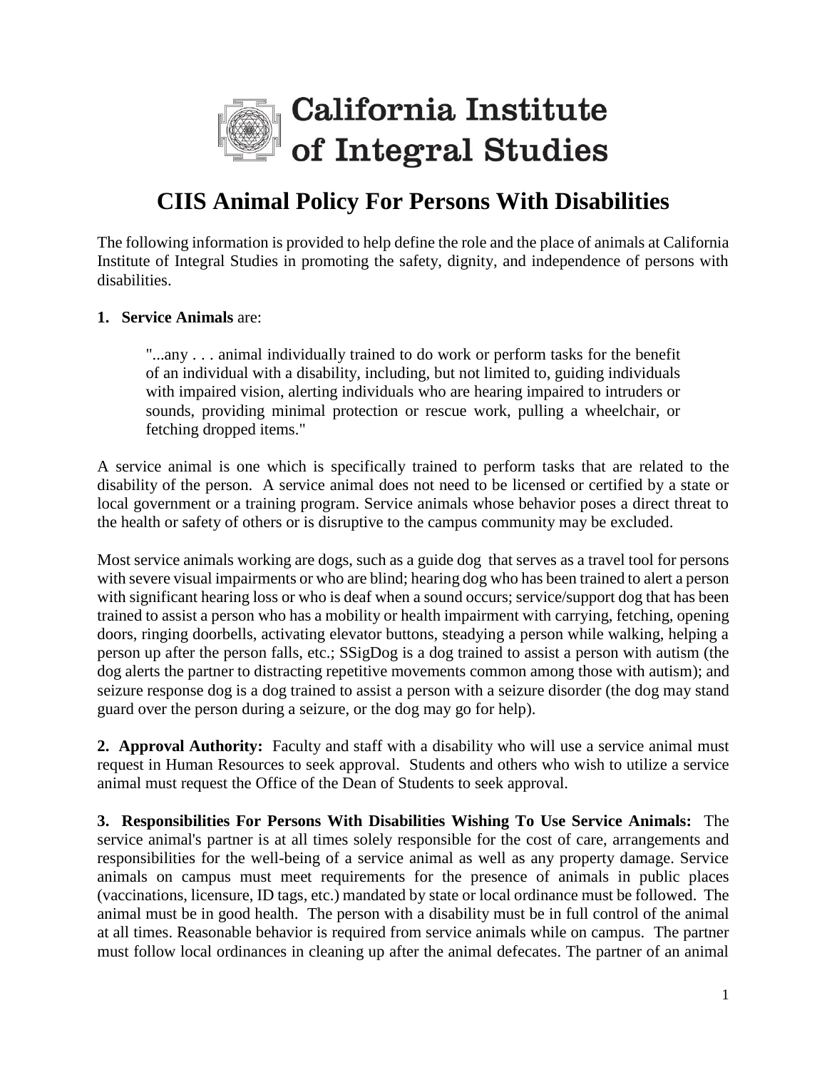California Institute of Integral Studies

# CIIS Animal Policy For Persons With Disabilities

The following information is provided to help define the role and the place of animals at California Institute of Integral Studies in promoting the safety, dignity, and independence of persons with disabilities.

**1. Service Animals** are:

> "...any . . . animal individually trained to do work or perform tasks for the benefit of an individual with a disability, including, but not limited to, guiding individuals with impaired vision, alerting individuals who are hearing impaired to intruders or sounds, providing minimal protection or rescue work, pulling a wheelchair, or fetching dropped items."

A service animal is one which is specifically trained to perform tasks that are related to the disability of the person. A service animal does not need to be licensed or certified by a state or local government or a training program. Service animals whose behavior poses a direct threat to the health or safety of others or is disruptive to the campus community may be excluded.

Most service animals working are dogs, such as a guide dog that serves as a travel tool for persons with severe visual impairments or who are blind; hearing dog who has been trained to alert a person with significant hearing loss or who is deaf when a sound occurs; service/support dog that has been trained to assist a person who has a mobility or health impairment with carrying, fetching, opening doors, ringing doorbells, activating elevator buttons, steadying a person while walking, helping a person up after the person falls, etc.; SSigDog is a dog trained to assist a person with autism (the dog alerts the partner to distracting repetitive movements common among those with autism); and seizure response dog is a dog trained to assist a person with a seizure disorder (the dog may stand guard over the person during a seizure, or the dog may go for help).

**2. Approval Authority:** Faculty and staff with a disability who will use a service animal must request in Human Resources to seek approval. Students and others who wish to utilize a service animal must request the Office of the Dean of Students to seek approval.

**3. Responsibilities For Persons With Disabilities Wishing To Use Service Animals:** The service animal's partner is at all times solely responsible for the cost of care, arrangements and responsibilities for the well-being of a service animal as well as any property damage. Service animals on campus must meet requirements for the presence of animals in public places (vaccinations, licensure, ID tags, etc.) mandated by state or local ordinance must be followed. The animal must be in good health. The person with a disability must be in full control of the animal at all times. Reasonable behavior is required from service animals while on campus. The partner must follow local ordinances in cleaning up after the animal defecates. The partner of an animal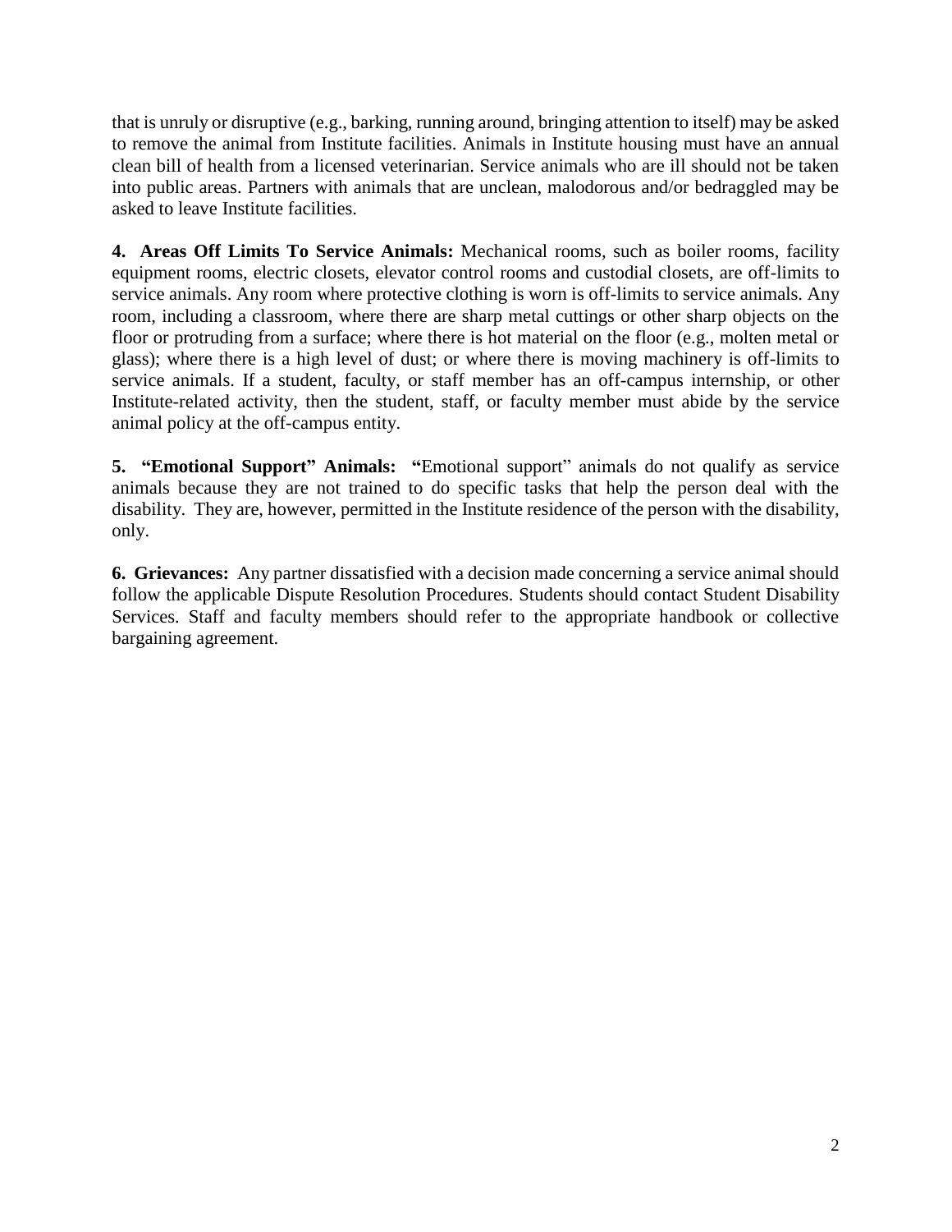that is unruly or disruptive (e.g., barking, running around, bringing attention to itself) may be asked to remove the animal from Institute facilities. Animals in Institute housing must have an annual clean bill of health from a licensed veterinarian. Service animals who are ill should not be taken into public areas. Partners with animals that are unclean, malodorous and/or bedraggled may be asked to leave Institute facilities.

**4. Areas Off Limits To Service Animals:** Mechanical rooms, such as boiler rooms, facility equipment rooms, electric closets, elevator control rooms and custodial closets, are off-limits to service animals. Any room where protective clothing is worn is off-limits to service animals. Any room, including a classroom, where there are sharp metal cuttings or other sharp objects on the floor or protruding from a surface; where there is hot material on the floor (e.g., molten metal or glass); where there is a high level of dust; or where there is moving machinery is off-limits to service animals. If a student, faculty, or staff member has an off-campus internship, or other Institute-related activity, then the student, staff, or faculty member must abide by the service animal policy at the off-campus entity.

**5. "Emotional Support" Animals: "**Emotional support" animals do not qualify as service animals because they are not trained to do specific tasks that help the person deal with the disability. They are, however, permitted in the Institute residence of the person with the disability, only.

**6. Grievances:** Any partner dissatisfied with a decision made concerning a service animal should follow the applicable Dispute Resolution Procedures. Students should contact Student Disability Services. Staff and faculty members should refer to the appropriate handbook or collective bargaining agreement.